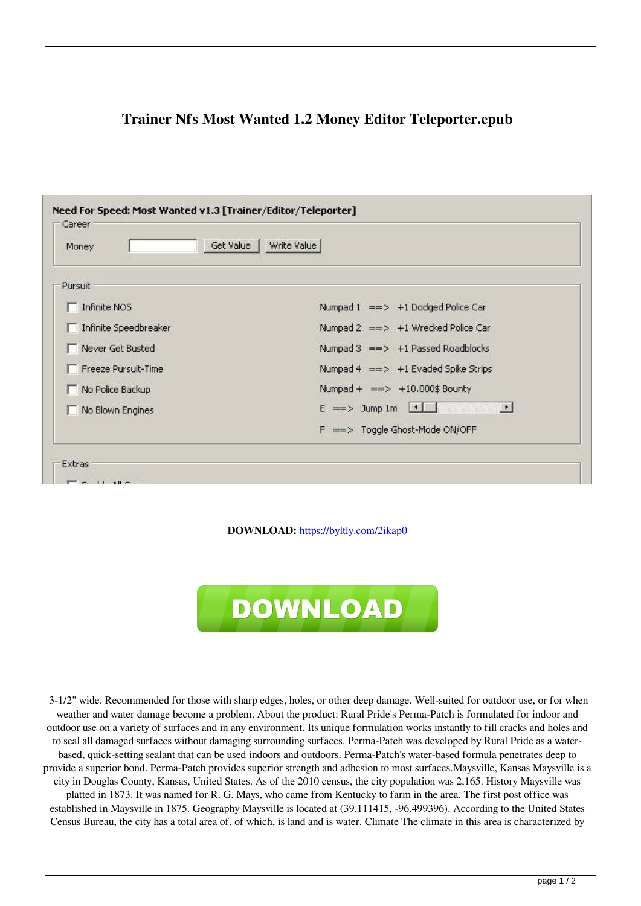# Trainer Nfs Most Wanted 1.2 Money Editor Teleporter.epub

Need For Speed: Most Wanted v1.3 [Trainer/Editor/Teleporter]

Career

Money | Get Value | Write Value

Pursuit

- Infinite NOS
- Infinite Speedbreaker
- Never Get Busted
- Freeze Pursuit-Time
- No Police Backup
- No Blown Engines

Numpad 1 ==> +1 Dodged Police Car
Numpad 2 ==> +1 Wrecked Police Car
Numpad 3 ==> +1 Passed Roadblocks
Numpad 4 ==> +1 Evaded Spike Strips
Numpad + ==> +10.000$ Bounty
E ==> Jump 1m
F ==> Toggle Ghost-Mode ON/OFF

Extras

**DOWNLOAD:** https://byltly.com/2ikap0

DOWNLOAD

3-1/2" wide. Recommended for those with sharp edges, holes, or other deep damage. Well-suited for outdoor use, or for when weather and water damage become a problem. About the product: Rural Pride's Perma-Patch is formulated for indoor and outdoor use on a variety of surfaces and in any environment. Its unique formulation works instantly to fill cracks and holes and to seal all damaged surfaces without damaging surrounding surfaces. Perma-Patch was developed by Rural Pride as a water-based, quick-setting sealant that can be used indoors and outdoors. Perma-Patch's water-based formula penetrates deep to provide a superior bond. Perma-Patch provides superior strength and adhesion to most surfaces.Maysville, Kansas Maysville is a city in Douglas County, Kansas, United States. As of the 2010 census, the city population was 2,165. History Maysville was platted in 1873. It was named for R. G. Mays, who came from Kentucky to farm in the area. The first post office was established in Maysville in 1875. Geography Maysville is located at (39.111415, -96.499396). According to the United States Census Bureau, the city has a total area of, of which, is land and is water. Climate The climate in this area is characterized by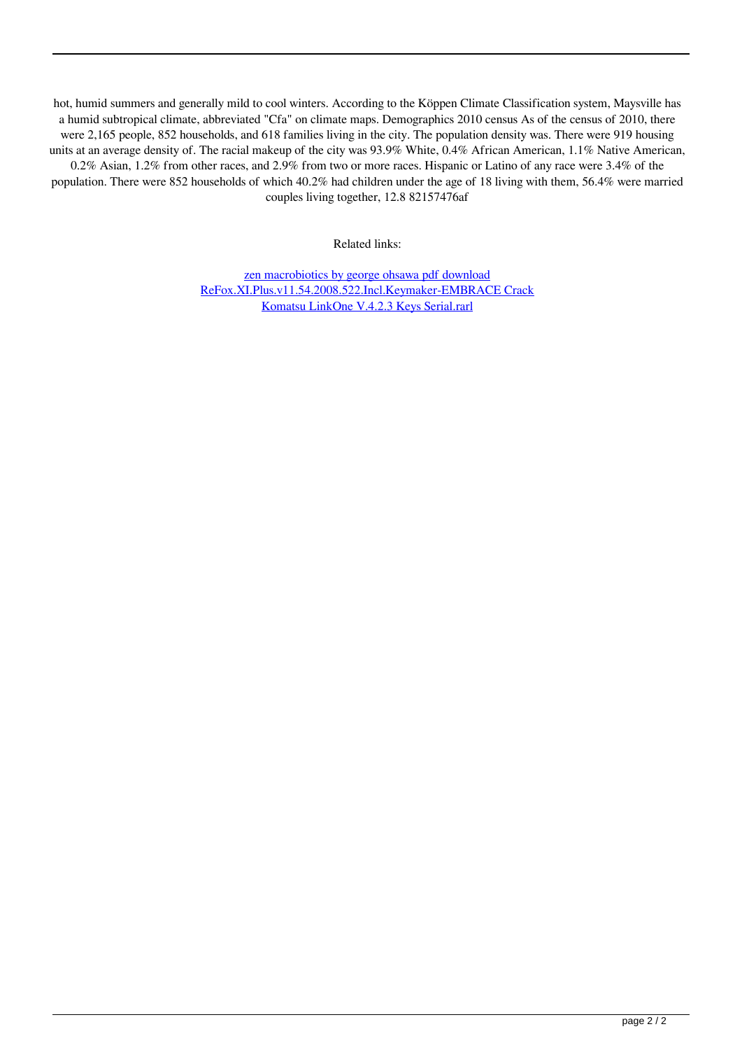hot, humid summers and generally mild to cool winters. According to the Köppen Climate Classification system, Maysville has a humid subtropical climate, abbreviated "Cfa" on climate maps. Demographics 2010 census As of the census of 2010, there were 2,165 people, 852 households, and 618 families living in the city. The population density was. There were 919 housing units at an average density of. The racial makeup of the city was 93.9% White, 0.4% African American, 1.1% Native American, 0.2% Asian, 1.2% from other races, and 2.9% from two or more races. Hispanic or Latino of any race were 3.4% of the population. There were 852 households of which 40.2% had children under the age of 18 living with them, 56.4% were married couples living together, 12.8 82157476af

Related links:

zen macrobiotics by george ohsawa pdf download
ReFox.XI.Plus.v11.54.2008.522.Incl.Keymaker-EMBRACE Crack
Komatsu LinkOne V.4.2.3 Keys Serial.rarl